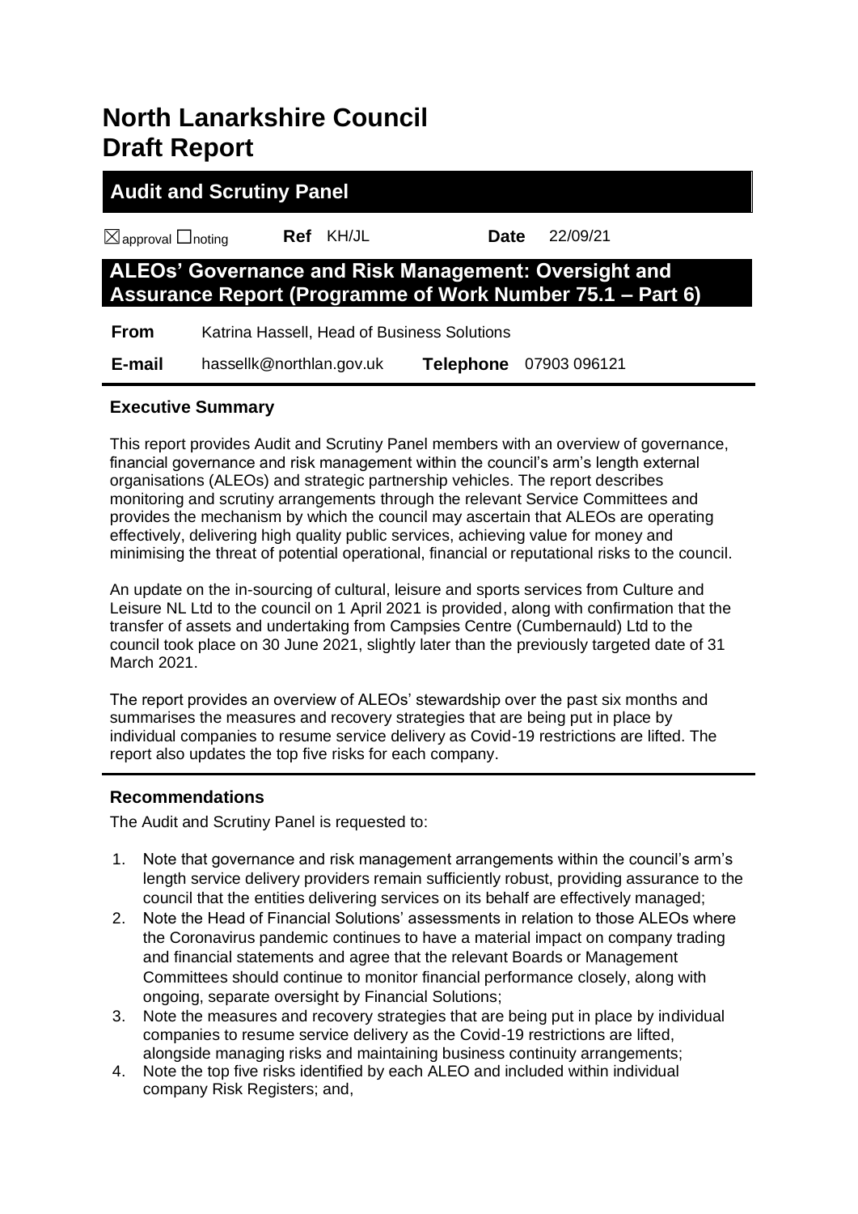# North Lanarkshire Council
# Draft Report

## Audit and Scrutiny Panel

☒approval ☐noting **Ref** KH/JL **Date** 22/09/21

## ALEOs' Governance and Risk Management: Oversight and Assurance Report (Programme of Work Number 75.1 – Part 6)

| | | | |
|---|---|---|---|
| **From** | Katrina Hassell, Head of Business Solutions | | |
| **E-mail** | hassellk@northlan.gov.uk | **Telephone** | 07903 096121 |

### Executive Summary

This report provides Audit and Scrutiny Panel members with an overview of governance, financial governance and risk management within the council's arm's length external organisations (ALEOs) and strategic partnership vehicles. The report describes monitoring and scrutiny arrangements through the relevant Service Committees and provides the mechanism by which the council may ascertain that ALEOs are operating effectively, delivering high quality public services, achieving value for money and minimising the threat of potential operational, financial or reputational risks to the council.

An update on the in-sourcing of cultural, leisure and sports services from Culture and Leisure NL Ltd to the council on 1 April 2021 is provided, along with confirmation that the transfer of assets and undertaking from Campsies Centre (Cumbernauld) Ltd to the council took place on 30 June 2021, slightly later than the previously targeted date of 31 March 2021.

The report provides an overview of ALEOs' stewardship over the past six months and summarises the measures and recovery strategies that are being put in place by individual companies to resume service delivery as Covid-19 restrictions are lifted. The report also updates the top five risks for each company.

### Recommendations

The Audit and Scrutiny Panel is requested to:

1. Note that governance and risk management arrangements within the council's arm's length service delivery providers remain sufficiently robust, providing assurance to the council that the entities delivering services on its behalf are effectively managed;
2. Note the Head of Financial Solutions' assessments in relation to those ALEOs where the Coronavirus pandemic continues to have a material impact on company trading and financial statements and agree that the relevant Boards or Management Committees should continue to monitor financial performance closely, along with ongoing, separate oversight by Financial Solutions;
3. Note the measures and recovery strategies that are being put in place by individual companies to resume service delivery as the Covid-19 restrictions are lifted, alongside managing risks and maintaining business continuity arrangements;
4. Note the top five risks identified by each ALEO and included within individual company Risk Registers; and,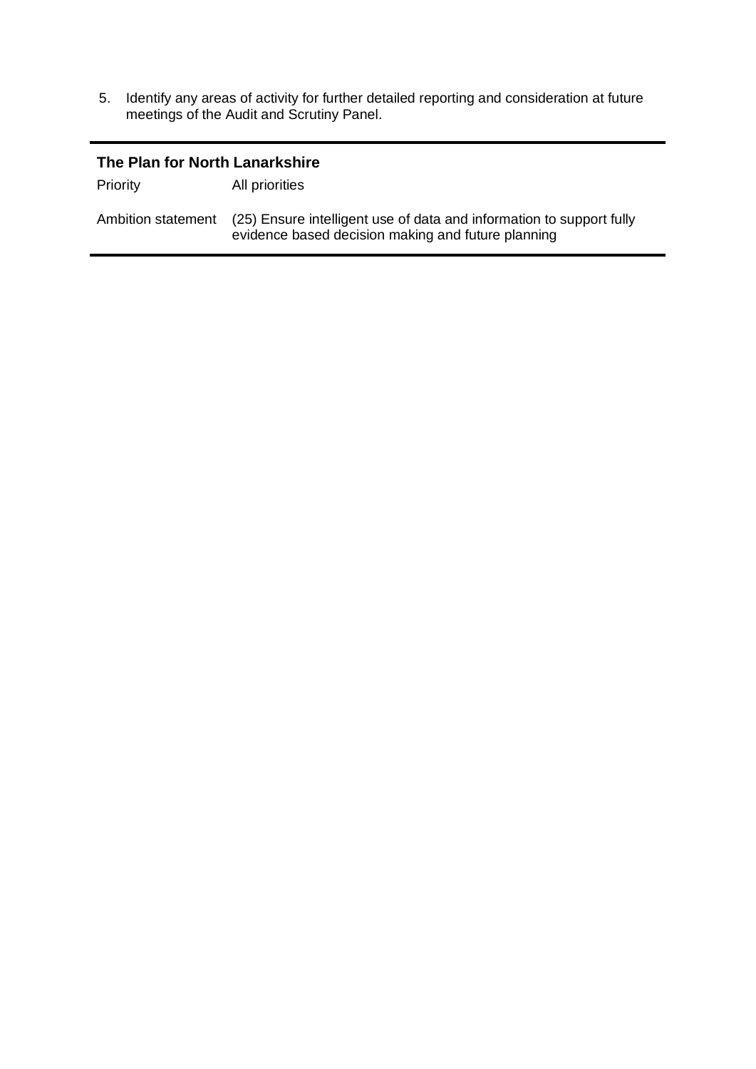5. Identify any areas of activity for further detailed reporting and consideration at future meetings of the Audit and Scrutiny Panel.

**The Plan for North Lanarkshire**

| | |
|---|---|
| Priority | All priorities |
| Ambition statement | (25) Ensure intelligent use of data and information to support fully evidence based decision making and future planning |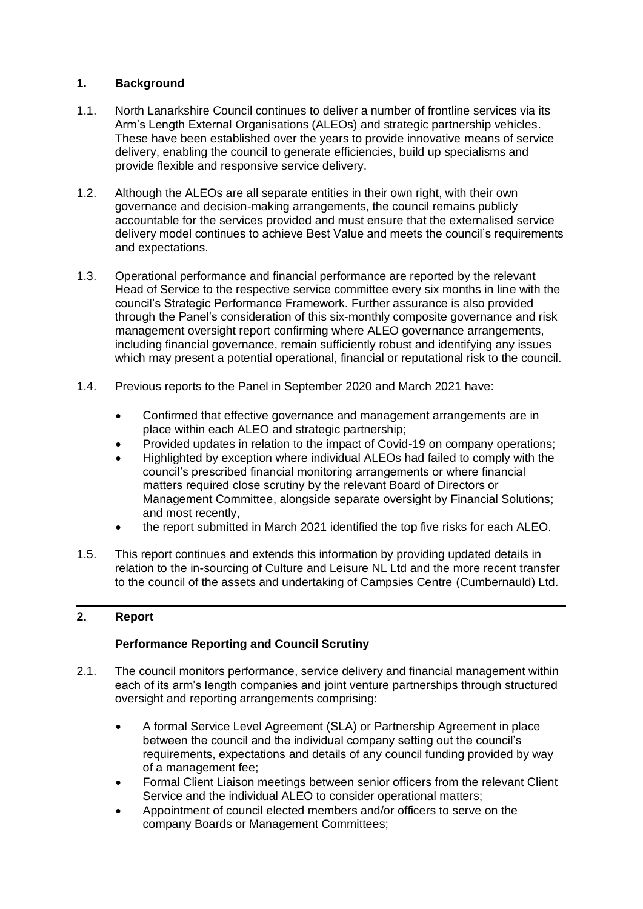## 1. Background

1.1. North Lanarkshire Council continues to deliver a number of frontline services via its Arm's Length External Organisations (ALEOs) and strategic partnership vehicles. These have been established over the years to provide innovative means of service delivery, enabling the council to generate efficiencies, build up specialisms and provide flexible and responsive service delivery.

1.2. Although the ALEOs are all separate entities in their own right, with their own governance and decision-making arrangements, the council remains publicly accountable for the services provided and must ensure that the externalised service delivery model continues to achieve Best Value and meets the council's requirements and expectations.

1.3. Operational performance and financial performance are reported by the relevant Head of Service to the respective service committee every six months in line with the council's Strategic Performance Framework. Further assurance is also provided through the Panel's consideration of this six-monthly composite governance and risk management oversight report confirming where ALEO governance arrangements, including financial governance, remain sufficiently robust and identifying any issues which may present a potential operational, financial or reputational risk to the council.

1.4. Previous reports to the Panel in September 2020 and March 2021 have:

- Confirmed that effective governance and management arrangements are in place within each ALEO and strategic partnership;
- Provided updates in relation to the impact of Covid-19 on company operations;
- Highlighted by exception where individual ALEOs had failed to comply with the council's prescribed financial monitoring arrangements or where financial matters required close scrutiny by the relevant Board of Directors or Management Committee, alongside separate oversight by Financial Solutions; and most recently,
- the report submitted in March 2021 identified the top five risks for each ALEO.

1.5. This report continues and extends this information by providing updated details in relation to the in-sourcing of Culture and Leisure NL Ltd and the more recent transfer to the council of the assets and undertaking of Campsies Centre (Cumbernauld) Ltd.

## 2. Report

### Performance Reporting and Council Scrutiny

2.1. The council monitors performance, service delivery and financial management within each of its arm's length companies and joint venture partnerships through structured oversight and reporting arrangements comprising:

- A formal Service Level Agreement (SLA) or Partnership Agreement in place between the council and the individual company setting out the council's requirements, expectations and details of any council funding provided by way of a management fee;
- Formal Client Liaison meetings between senior officers from the relevant Client Service and the individual ALEO to consider operational matters;
- Appointment of council elected members and/or officers to serve on the company Boards or Management Committees;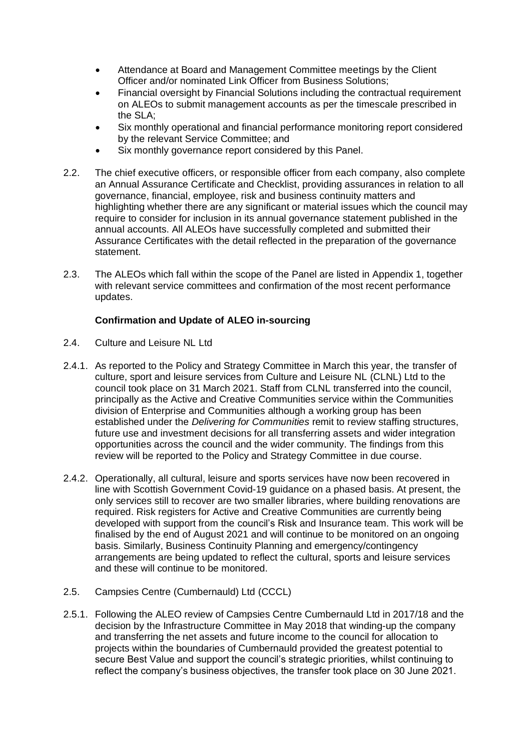- Attendance at Board and Management Committee meetings by the Client Officer and/or nominated Link Officer from Business Solutions;
- Financial oversight by Financial Solutions including the contractual requirement on ALEOs to submit management accounts as per the timescale prescribed in the SLA;
- Six monthly operational and financial performance monitoring report considered by the relevant Service Committee; and
- Six monthly governance report considered by this Panel.

2.2. The chief executive officers, or responsible officer from each company, also complete an Annual Assurance Certificate and Checklist, providing assurances in relation to all governance, financial, employee, risk and business continuity matters and highlighting whether there are any significant or material issues which the council may require to consider for inclusion in its annual governance statement published in the annual accounts. All ALEOs have successfully completed and submitted their Assurance Certificates with the detail reflected in the preparation of the governance statement.

2.3. The ALEOs which fall within the scope of the Panel are listed in Appendix 1, together with relevant service committees and confirmation of the most recent performance updates.

**Confirmation and Update of ALEO in-sourcing**

2.4. Culture and Leisure NL Ltd

2.4.1. As reported to the Policy and Strategy Committee in March this year, the transfer of culture, sport and leisure services from Culture and Leisure NL (CLNL) Ltd to the council took place on 31 March 2021. Staff from CLNL transferred into the council, principally as the Active and Creative Communities service within the Communities division of Enterprise and Communities although a working group has been established under the *Delivering for Communities* remit to review staffing structures, future use and investment decisions for all transferring assets and wider integration opportunities across the council and the wider community. The findings from this review will be reported to the Policy and Strategy Committee in due course.

2.4.2. Operationally, all cultural, leisure and sports services have now been recovered in line with Scottish Government Covid-19 guidance on a phased basis. At present, the only services still to recover are two smaller libraries, where building renovations are required. Risk registers for Active and Creative Communities are currently being developed with support from the council's Risk and Insurance team. This work will be finalised by the end of August 2021 and will continue to be monitored on an ongoing basis. Similarly, Business Continuity Planning and emergency/contingency arrangements are being updated to reflect the cultural, sports and leisure services and these will continue to be monitored.

2.5. Campsies Centre (Cumbernauld) Ltd (CCCL)

2.5.1. Following the ALEO review of Campsies Centre Cumbernauld Ltd in 2017/18 and the decision by the Infrastructure Committee in May 2018 that winding-up the company and transferring the net assets and future income to the council for allocation to projects within the boundaries of Cumbernauld provided the greatest potential to secure Best Value and support the council's strategic priorities, whilst continuing to reflect the company's business objectives, the transfer took place on 30 June 2021.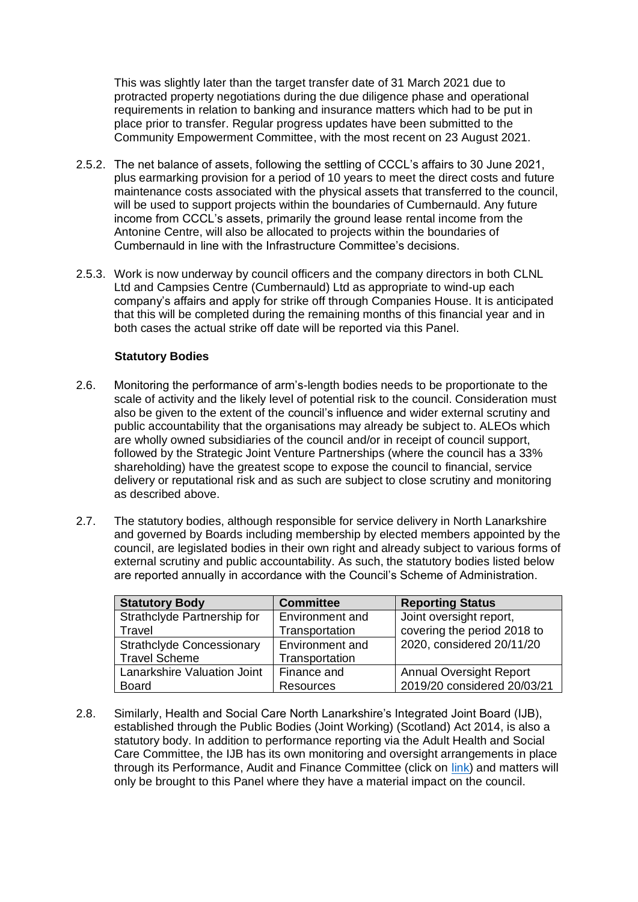This was slightly later than the target transfer date of 31 March 2021 due to protracted property negotiations during the due diligence phase and operational requirements in relation to banking and insurance matters which had to be put in place prior to transfer. Regular progress updates have been submitted to the Community Empowerment Committee, with the most recent on 23 August 2021.

2.5.2. The net balance of assets, following the settling of CCCL's affairs to 30 June 2021, plus earmarking provision for a period of 10 years to meet the direct costs and future maintenance costs associated with the physical assets that transferred to the council, will be used to support projects within the boundaries of Cumbernauld. Any future income from CCCL's assets, primarily the ground lease rental income from the Antonine Centre, will also be allocated to projects within the boundaries of Cumbernauld in line with the Infrastructure Committee's decisions.

2.5.3. Work is now underway by council officers and the company directors in both CLNL Ltd and Campsies Centre (Cumbernauld) Ltd as appropriate to wind-up each company's affairs and apply for strike off through Companies House. It is anticipated that this will be completed during the remaining months of this financial year and in both cases the actual strike off date will be reported via this Panel.

**Statutory Bodies**

2.6. Monitoring the performance of arm's-length bodies needs to be proportionate to the scale of activity and the likely level of potential risk to the council. Consideration must also be given to the extent of the council's influence and wider external scrutiny and public accountability that the organisations may already be subject to. ALEOs which are wholly owned subsidiaries of the council and/or in receipt of council support, followed by the Strategic Joint Venture Partnerships (where the council has a 33% shareholding) have the greatest scope to expose the council to financial, service delivery or reputational risk and as such are subject to close scrutiny and monitoring as described above.

2.7. The statutory bodies, although responsible for service delivery in North Lanarkshire and governed by Boards including membership by elected members appointed by the council, are legislated bodies in their own right and already subject to various forms of external scrutiny and public accountability. As such, the statutory bodies listed below are reported annually in accordance with the Council's Scheme of Administration.

| Statutory Body | Committee | Reporting Status |
|---|---|---|
| Strathclyde Partnership for Travel | Environment and Transportation | Joint oversight report, covering the period 2018 to 2020, considered 20/11/20 |
| Strathclyde Concessionary Travel Scheme | Environment and Transportation | |
| Lanarkshire Valuation Joint Board | Finance and Resources | Annual Oversight Report 2019/20 considered 20/03/21 |

2.8. Similarly, Health and Social Care North Lanarkshire's Integrated Joint Board (IJB), established through the Public Bodies (Joint Working) (Scotland) Act 2014, is also a statutory body. In addition to performance reporting via the Adult Health and Social Care Committee, the IJB has its own monitoring and oversight arrangements in place through its Performance, Audit and Finance Committee (click on link) and matters will only be brought to this Panel where they have a material impact on the council.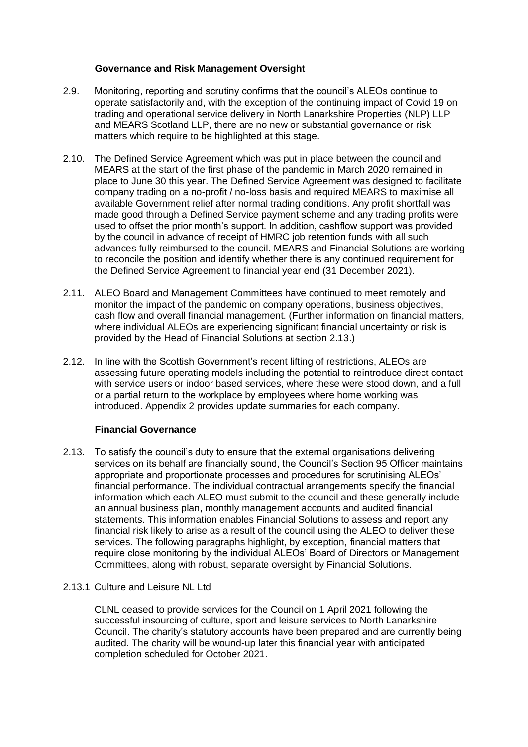### Governance and Risk Management Oversight

2.9. Monitoring, reporting and scrutiny confirms that the council's ALEOs continue to operate satisfactorily and, with the exception of the continuing impact of Covid 19 on trading and operational service delivery in North Lanarkshire Properties (NLP) LLP and MEARS Scotland LLP, there are no new or substantial governance or risk matters which require to be highlighted at this stage.

2.10. The Defined Service Agreement which was put in place between the council and MEARS at the start of the first phase of the pandemic in March 2020 remained in place to June 30 this year. The Defined Service Agreement was designed to facilitate company trading on a no-profit / no-loss basis and required MEARS to maximise all available Government relief after normal trading conditions. Any profit shortfall was made good through a Defined Service payment scheme and any trading profits were used to offset the prior month's support. In addition, cashflow support was provided by the council in advance of receipt of HMRC job retention funds with all such advances fully reimbursed to the council. MEARS and Financial Solutions are working to reconcile the position and identify whether there is any continued requirement for the Defined Service Agreement to financial year end (31 December 2021).

2.11. ALEO Board and Management Committees have continued to meet remotely and monitor the impact of the pandemic on company operations, business objectives, cash flow and overall financial management. (Further information on financial matters, where individual ALEOs are experiencing significant financial uncertainty or risk is provided by the Head of Financial Solutions at section 2.13.)

2.12. In line with the Scottish Government's recent lifting of restrictions, ALEOs are assessing future operating models including the potential to reintroduce direct contact with service users or indoor based services, where these were stood down, and a full or a partial return to the workplace by employees where home working was introduced. Appendix 2 provides update summaries for each company.

### Financial Governance

2.13. To satisfy the council's duty to ensure that the external organisations delivering services on its behalf are financially sound, the Council's Section 95 Officer maintains appropriate and proportionate processes and procedures for scrutinising ALEOs' financial performance. The individual contractual arrangements specify the financial information which each ALEO must submit to the council and these generally include an annual business plan, monthly management accounts and audited financial statements. This information enables Financial Solutions to assess and report any financial risk likely to arise as a result of the council using the ALEO to deliver these services. The following paragraphs highlight, by exception, financial matters that require close monitoring by the individual ALEOs' Board of Directors or Management Committees, along with robust, separate oversight by Financial Solutions.

2.13.1 Culture and Leisure NL Ltd

CLNL ceased to provide services for the Council on 1 April 2021 following the successful insourcing of culture, sport and leisure services to North Lanarkshire Council. The charity's statutory accounts have been prepared and are currently being audited. The charity will be wound-up later this financial year with anticipated completion scheduled for October 2021.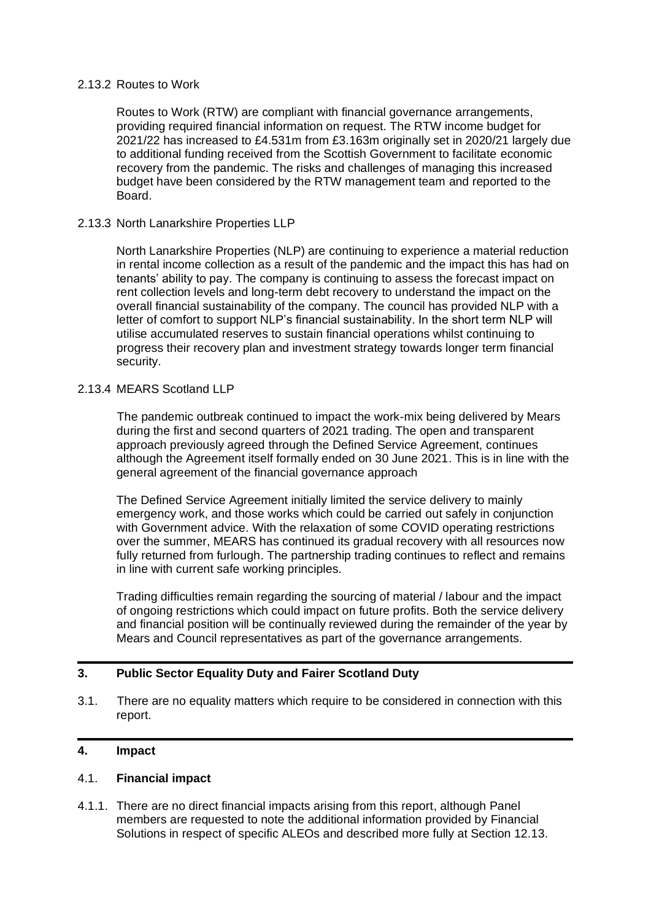2.13.2 Routes to Work

Routes to Work (RTW) are compliant with financial governance arrangements, providing required financial information on request. The RTW income budget for 2021/22 has increased to £4.531m from £3.163m originally set in 2020/21 largely due to additional funding received from the Scottish Government to facilitate economic recovery from the pandemic. The risks and challenges of managing this increased budget have been considered by the RTW management team and reported to the Board.

2.13.3 North Lanarkshire Properties LLP

North Lanarkshire Properties (NLP) are continuing to experience a material reduction in rental income collection as a result of the pandemic and the impact this has had on tenants' ability to pay. The company is continuing to assess the forecast impact on rent collection levels and long-term debt recovery to understand the impact on the overall financial sustainability of the company. The council has provided NLP with a letter of comfort to support NLP's financial sustainability. In the short term NLP will utilise accumulated reserves to sustain financial operations whilst continuing to progress their recovery plan and investment strategy towards longer term financial security.

2.13.4 MEARS Scotland LLP

The pandemic outbreak continued to impact the work-mix being delivered by Mears during the first and second quarters of 2021 trading. The open and transparent approach previously agreed through the Defined Service Agreement, continues although the Agreement itself formally ended on 30 June 2021. This is in line with the general agreement of the financial governance approach

The Defined Service Agreement initially limited the service delivery to mainly emergency work, and those works which could be carried out safely in conjunction with Government advice. With the relaxation of some COVID operating restrictions over the summer, MEARS has continued its gradual recovery with all resources now fully returned from furlough. The partnership trading continues to reflect and remains in line with current safe working principles.

Trading difficulties remain regarding the sourcing of material / labour and the impact of ongoing restrictions which could impact on future profits. Both the service delivery and financial position will be continually reviewed during the remainder of the year by Mears and Council representatives as part of the governance arrangements.

## 3. Public Sector Equality Duty and Fairer Scotland Duty

3.1. There are no equality matters which require to be considered in connection with this report.

## 4. Impact

### 4.1. Financial impact

4.1.1. There are no direct financial impacts arising from this report, although Panel members are requested to note the additional information provided by Financial Solutions in respect of specific ALEOs and described more fully at Section 12.13.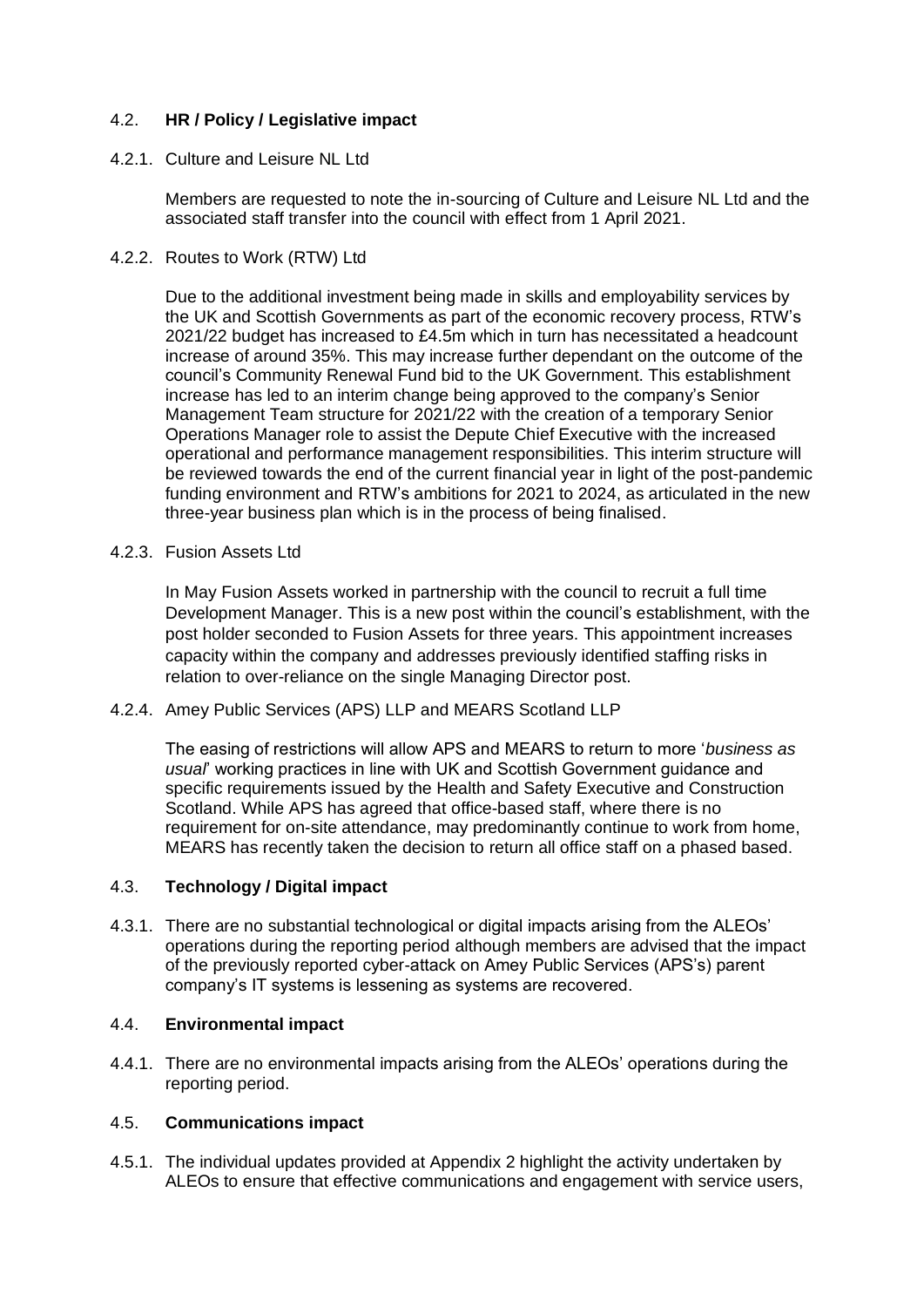### 4.2. **HR / Policy / Legislative impact**

4.2.1. Culture and Leisure NL Ltd

Members are requested to note the in-sourcing of Culture and Leisure NL Ltd and the associated staff transfer into the council with effect from 1 April 2021.

4.2.2. Routes to Work (RTW) Ltd

Due to the additional investment being made in skills and employability services by the UK and Scottish Governments as part of the economic recovery process, RTW's 2021/22 budget has increased to £4.5m which in turn has necessitated a headcount increase of around 35%. This may increase further dependant on the outcome of the council's Community Renewal Fund bid to the UK Government. This establishment increase has led to an interim change being approved to the company's Senior Management Team structure for 2021/22 with the creation of a temporary Senior Operations Manager role to assist the Depute Chief Executive with the increased operational and performance management responsibilities. This interim structure will be reviewed towards the end of the current financial year in light of the post-pandemic funding environment and RTW's ambitions for 2021 to 2024, as articulated in the new three-year business plan which is in the process of being finalised.

4.2.3. Fusion Assets Ltd

In May Fusion Assets worked in partnership with the council to recruit a full time Development Manager. This is a new post within the council's establishment, with the post holder seconded to Fusion Assets for three years. This appointment increases capacity within the company and addresses previously identified staffing risks in relation to over-reliance on the single Managing Director post.

4.2.4. Amey Public Services (APS) LLP and MEARS Scotland LLP

The easing of restrictions will allow APS and MEARS to return to more '*business as usual*' working practices in line with UK and Scottish Government guidance and specific requirements issued by the Health and Safety Executive and Construction Scotland. While APS has agreed that office-based staff, where there is no requirement for on-site attendance, may predominantly continue to work from home, MEARS has recently taken the decision to return all office staff on a phased based.

### 4.3. **Technology / Digital impact**

4.3.1. There are no substantial technological or digital impacts arising from the ALEOs' operations during the reporting period although members are advised that the impact of the previously reported cyber-attack on Amey Public Services (APS's) parent company's IT systems is lessening as systems are recovered.

### 4.4. **Environmental impact**

4.4.1. There are no environmental impacts arising from the ALEOs' operations during the reporting period.

### 4.5. **Communications impact**

4.5.1. The individual updates provided at Appendix 2 highlight the activity undertaken by ALEOs to ensure that effective communications and engagement with service users,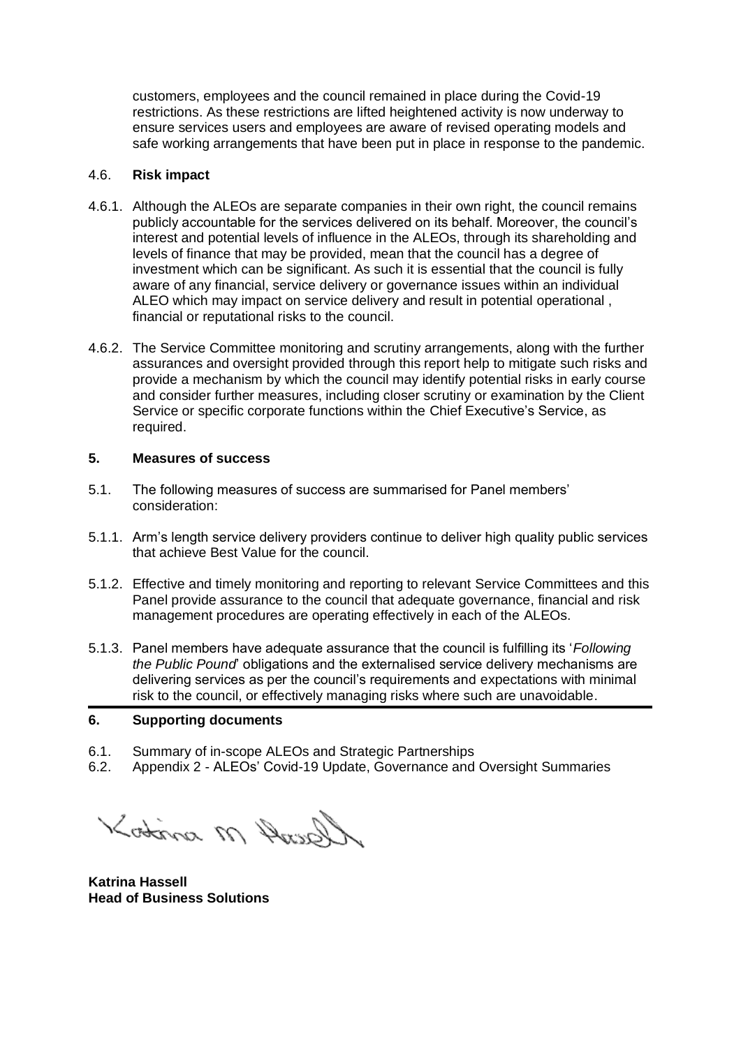customers, employees and the council remained in place during the Covid-19 restrictions. As these restrictions are lifted heightened activity is now underway to ensure services users and employees are aware of revised operating models and safe working arrangements that have been put in place in response to the pandemic.

### 4.6. **Risk impact**

4.6.1. Although the ALEOs are separate companies in their own right, the council remains publicly accountable for the services delivered on its behalf. Moreover, the council's interest and potential levels of influence in the ALEOs, through its shareholding and levels of finance that may be provided, mean that the council has a degree of investment which can be significant. As such it is essential that the council is fully aware of any financial, service delivery or governance issues within an individual ALEO which may impact on service delivery and result in potential operational , financial or reputational risks to the council.

4.6.2. The Service Committee monitoring and scrutiny arrangements, along with the further assurances and oversight provided through this report help to mitigate such risks and provide a mechanism by which the council may identify potential risks in early course and consider further measures, including closer scrutiny or examination by the Client Service or specific corporate functions within the Chief Executive's Service, as required.

## 5. **Measures of success**

5.1. The following measures of success are summarised for Panel members' consideration:

5.1.1. Arm's length service delivery providers continue to deliver high quality public services that achieve Best Value for the council.

5.1.2. Effective and timely monitoring and reporting to relevant Service Committees and this Panel provide assurance to the council that adequate governance, financial and risk management procedures are operating effectively in each of the ALEOs.

5.1.3. Panel members have adequate assurance that the council is fulfilling its '*Following the Public Pound*' obligations and the externalised service delivery mechanisms are delivering services as per the council's requirements and expectations with minimal risk to the council, or effectively managing risks where such are unavoidable.

## 6. **Supporting documents**

6.1. Summary of in-scope ALEOs and Strategic Partnerships
6.2. Appendix 2 - ALEOs' Covid-19 Update, Governance and Oversight Summaries

Katrina M Hassell

**Katrina Hassell**
**Head of Business Solutions**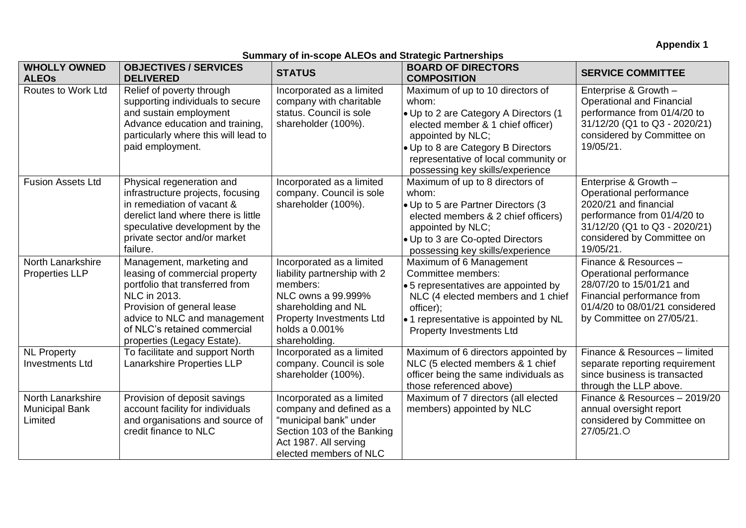**Appendix 1**

**Summary of in-scope ALEOs and Strategic Partnerships**

| WHOLLY OWNED ALEOs | OBJECTIVES / SERVICES DELIVERED | STATUS | BOARD OF DIRECTORS COMPOSITION | SERVICE COMMITTEE |
|---|---|---|---|---|
| Routes to Work Ltd | Relief of poverty through supporting individuals to secure and sustain employment<br>Advance education and training, particularly where this will lead to paid employment. | Incorporated as a limited company with charitable status. Council is sole shareholder (100%). | Maximum of up to 10 directors of whom:<br>• Up to 2 are Category A Directors (1 elected member & 1 chief officer) appointed by NLC;<br>• Up to 8 are Category B Directors representative of local community or possessing key skills/experience | Enterprise & Growth – Operational and Financial performance from 01/4/20 to 31/12/20 (Q1 to Q3 - 2020/21) considered by Committee on 19/05/21. |
| Fusion Assets Ltd | Physical regeneration and infrastructure projects, focusing in remediation of vacant & derelict land where there is little speculative development by the private sector and/or market failure. | Incorporated as a limited company. Council is sole shareholder (100%). | Maximum of up to 8 directors of whom:<br>• Up to 5 are Partner Directors (3 elected members & 2 chief officers) appointed by NLC;<br>• Up to 3 are Co-opted Directors possessing key skills/experience | Enterprise & Growth – Operational performance 2020/21 and financial performance from 01/4/20 to 31/12/20 (Q1 to Q3 - 2020/21) considered by Committee on 19/05/21. |
| North Lanarkshire Properties LLP | Management, marketing and leasing of commercial property portfolio that transferred from NLC in 2013.<br>Provision of general lease advice to NLC and management of NLC's retained commercial properties (Legacy Estate). | Incorporated as a limited liability partnership with 2 members:<br>NLC owns a 99.999% shareholding and NL Property Investments Ltd holds a 0.001% shareholding. | Maximum of 6 Management Committee members:<br>• 5 representatives are appointed by NLC (4 elected members and 1 chief officer);<br>• 1 representative is appointed by NL Property Investments Ltd | Finance & Resources – Operational performance 28/07/20 to 15/01/21 and Financial performance from 01/4/20 to 08/01/21 considered by Committee on 27/05/21. |
| NL Property Investments Ltd | To facilitate and support North Lanarkshire Properties LLP | Incorporated as a limited company. Council is sole shareholder (100%). | Maximum of 6 directors appointed by NLC (5 elected members & 1 chief officer being the same individuals as those referenced above) | Finance & Resources – limited separate reporting requirement since business is transacted through the LLP above. |
| North Lanarkshire Municipal Bank Limited | Provision of deposit savings account facility for individuals and organisations and source of credit finance to NLC | Incorporated as a limited company and defined as a "municipal bank" under Section 103 of the Banking Act 1987. All serving elected members of NLC | Maximum of 7 directors (all elected members) appointed by NLC | Finance & Resources – 2019/20 annual oversight report considered by Committee on 27/05/21.O |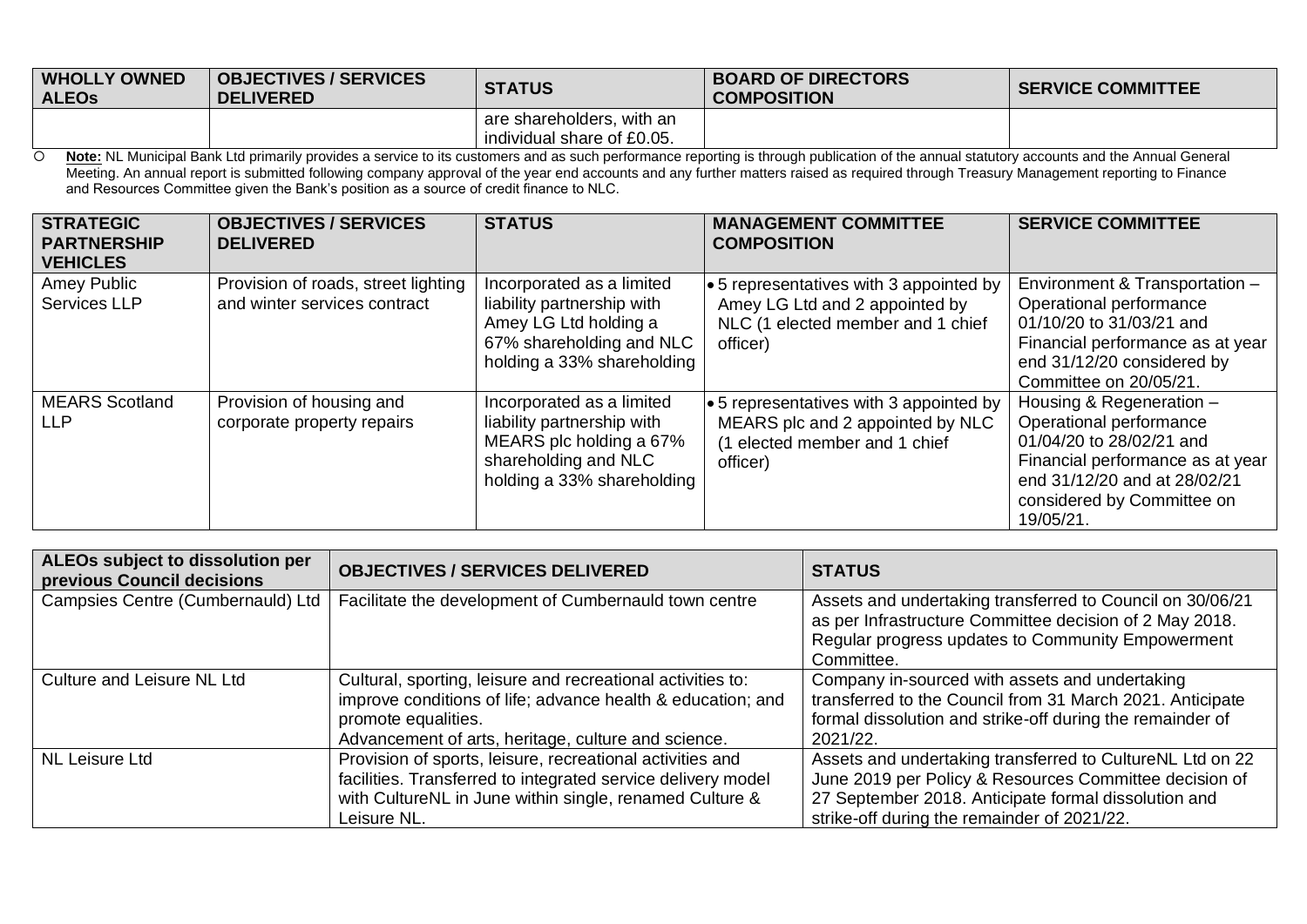| WHOLLY OWNED ALEOs | OBJECTIVES / SERVICES DELIVERED | STATUS | BOARD OF DIRECTORS COMPOSITION | SERVICE COMMITTEE |
|---|---|---|---|---|
| | | are shareholders, with an individual share of £0.05. | | |

- **Note:** NL Municipal Bank Ltd primarily provides a service to its customers and as such performance reporting is through publication of the annual statutory accounts and the Annual General Meeting. An annual report is submitted following company approval of the year end accounts and any further matters raised as required through Treasury Management reporting to Finance and Resources Committee given the Bank's position as a source of credit finance to NLC.

| STRATEGIC PARTNERSHIP VEHICLES | OBJECTIVES / SERVICES DELIVERED | STATUS | MANAGEMENT COMMITTEE COMPOSITION | SERVICE COMMITTEE |
|---|---|---|---|---|
| Amey Public Services LLP | Provision of roads, street lighting and winter services contract | Incorporated as a limited liability partnership with Amey LG Ltd holding a 67% shareholding and NLC holding a 33% shareholding | • 5 representatives with 3 appointed by Amey LG Ltd and 2 appointed by NLC (1 elected member and 1 chief officer) | Environment & Transportation – Operational performance 01/10/20 to 31/03/21 and Financial performance as at year end 31/12/20 considered by Committee on 20/05/21. |
| MEARS Scotland LLP | Provision of housing and corporate property repairs | Incorporated as a limited liability partnership with MEARS plc holding a 67% shareholding and NLC holding a 33% shareholding | • 5 representatives with 3 appointed by MEARS plc and 2 appointed by NLC (1 elected member and 1 chief officer) | Housing & Regeneration – Operational performance 01/04/20 to 28/02/21 and Financial performance as at year end 31/12/20 and at 28/02/21 considered by Committee on 19/05/21. |

| ALEOs subject to dissolution per previous Council decisions | OBJECTIVES / SERVICES DELIVERED | STATUS |
|---|---|---|
| Campsies Centre (Cumbernauld) Ltd | Facilitate the development of Cumbernauld town centre | Assets and undertaking transferred to Council on 30/06/21 as per Infrastructure Committee decision of 2 May 2018. Regular progress updates to Community Empowerment Committee. |
| Culture and Leisure NL Ltd | Cultural, sporting, leisure and recreational activities to: improve conditions of life; advance health & education; and promote equalities. Advancement of arts, heritage, culture and science. | Company in-sourced with assets and undertaking transferred to the Council from 31 March 2021. Anticipate formal dissolution and strike-off during the remainder of 2021/22. |
| NL Leisure Ltd | Provision of sports, leisure, recreational activities and facilities. Transferred to integrated service delivery model with CultureNL in June within single, renamed Culture & Leisure NL. | Assets and undertaking transferred to CultureNL Ltd on 22 June 2019 per Policy & Resources Committee decision of 27 September 2018. Anticipate formal dissolution and strike-off during the remainder of 2021/22. |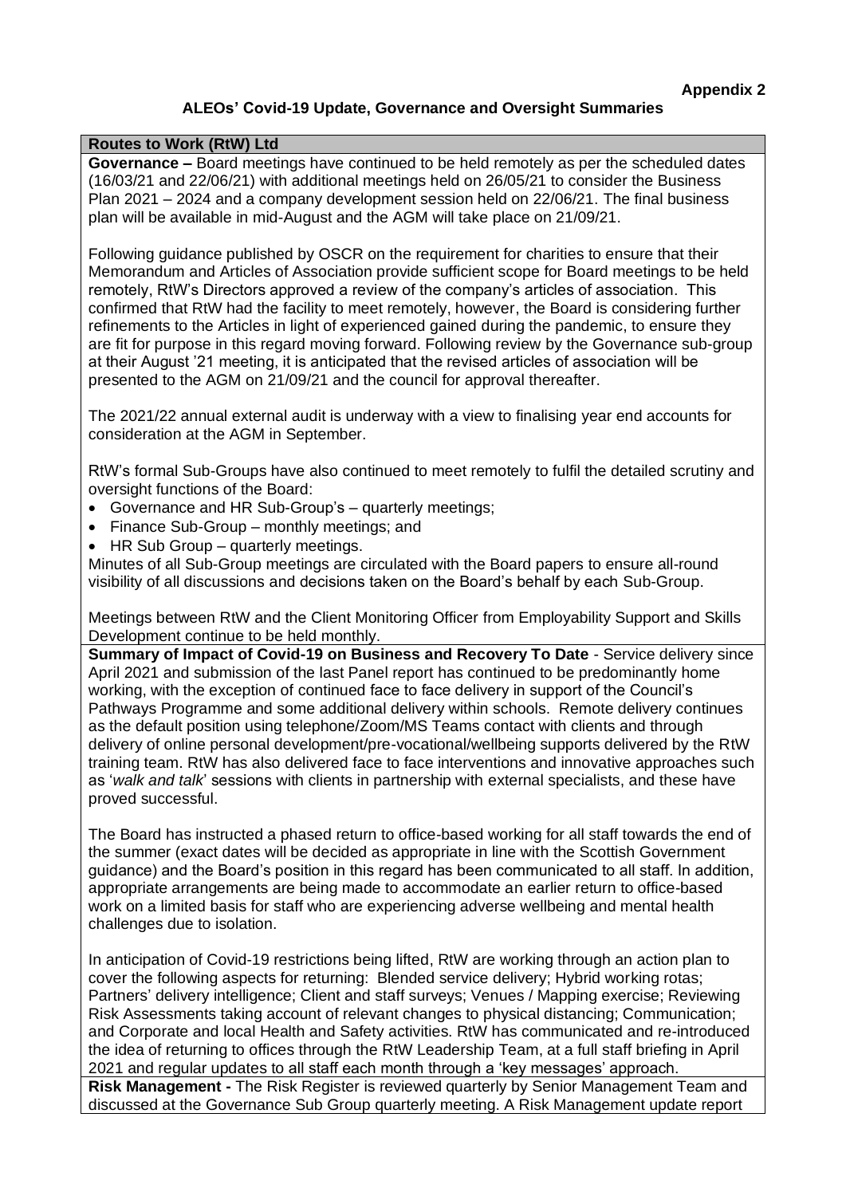**Appendix 2**

## ALEOs' Covid-19 Update, Governance and Oversight Summaries

### Routes to Work (RtW) Ltd

**Governance –** Board meetings have continued to be held remotely as per the scheduled dates (16/03/21 and 22/06/21) with additional meetings held on 26/05/21 to consider the Business Plan 2021 – 2024 and a company development session held on 22/06/21. The final business plan will be available in mid-August and the AGM will take place on 21/09/21.

Following guidance published by OSCR on the requirement for charities to ensure that their Memorandum and Articles of Association provide sufficient scope for Board meetings to be held remotely, RtW's Directors approved a review of the company's articles of association. This confirmed that RtW had the facility to meet remotely, however, the Board is considering further refinements to the Articles in light of experienced gained during the pandemic, to ensure they are fit for purpose in this regard moving forward. Following review by the Governance sub-group at their August '21 meeting, it is anticipated that the revised articles of association will be presented to the AGM on 21/09/21 and the council for approval thereafter.

The 2021/22 annual external audit is underway with a view to finalising year end accounts for consideration at the AGM in September.

RtW's formal Sub-Groups have also continued to meet remotely to fulfil the detailed scrutiny and oversight functions of the Board:

- Governance and HR Sub-Group's – quarterly meetings;
- Finance Sub-Group – monthly meetings; and
- HR Sub Group – quarterly meetings.

Minutes of all Sub-Group meetings are circulated with the Board papers to ensure all-round visibility of all discussions and decisions taken on the Board's behalf by each Sub-Group.

Meetings between RtW and the Client Monitoring Officer from Employability Support and Skills Development continue to be held monthly.

**Summary of Impact of Covid-19 on Business and Recovery To Date** - Service delivery since April 2021 and submission of the last Panel report has continued to be predominantly home working, with the exception of continued face to face delivery in support of the Council's Pathways Programme and some additional delivery within schools. Remote delivery continues as the default position using telephone/Zoom/MS Teams contact with clients and through delivery of online personal development/pre-vocational/wellbeing supports delivered by the RtW training team. RtW has also delivered face to face interventions and innovative approaches such as '*walk and talk*' sessions with clients in partnership with external specialists, and these have proved successful.

The Board has instructed a phased return to office-based working for all staff towards the end of the summer (exact dates will be decided as appropriate in line with the Scottish Government guidance) and the Board's position in this regard has been communicated to all staff. In addition, appropriate arrangements are being made to accommodate an earlier return to office-based work on a limited basis for staff who are experiencing adverse wellbeing and mental health challenges due to isolation.

In anticipation of Covid-19 restrictions being lifted, RtW are working through an action plan to cover the following aspects for returning: Blended service delivery; Hybrid working rotas; Partners' delivery intelligence; Client and staff surveys; Venues / Mapping exercise; Reviewing Risk Assessments taking account of relevant changes to physical distancing; Communication; and Corporate and local Health and Safety activities. RtW has communicated and re-introduced the idea of returning to offices through the RtW Leadership Team, at a full staff briefing in April 2021 and regular updates to all staff each month through a 'key messages' approach.

**Risk Management -** The Risk Register is reviewed quarterly by Senior Management Team and discussed at the Governance Sub Group quarterly meeting. A Risk Management update report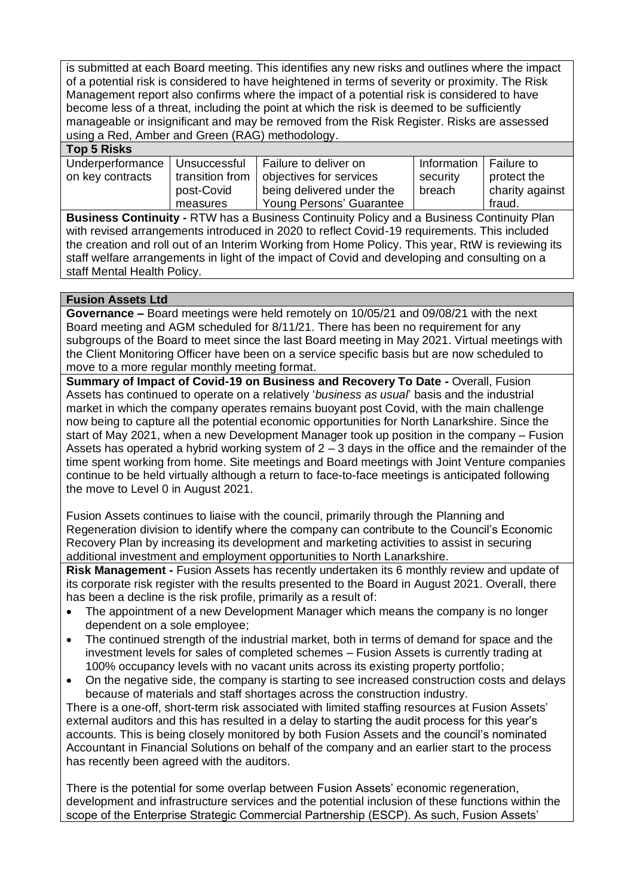is submitted at each Board meeting. This identifies any new risks and outlines where the impact of a potential risk is considered to have heightened in terms of severity or proximity. The Risk Management report also confirms where the impact of a potential risk is considered to have become less of a threat, including the point at which the risk is deemed to be sufficiently manageable or insignificant and may be removed from the Risk Register. Risks are assessed using a Red, Amber and Green (RAG) methodology.

**Top 5 Risks**

| Underperformance on key contracts | Unsuccessful transition from post-Covid measures | Failure to deliver on objectives for services being delivered under the Young Persons' Guarantee | Information security breach | Failure to protect the charity against fraud. |
|---|---|---|---|---|

**Business Continuity -** RTW has a Business Continuity Policy and a Business Continuity Plan with revised arrangements introduced in 2020 to reflect Covid-19 requirements. This included the creation and roll out of an Interim Working from Home Policy. This year, RtW is reviewing its staff welfare arrangements in light of the impact of Covid and developing and consulting on a staff Mental Health Policy.

**Fusion Assets Ltd**

**Governance –** Board meetings were held remotely on 10/05/21 and 09/08/21 with the next Board meeting and AGM scheduled for 8/11/21. There has been no requirement for any subgroups of the Board to meet since the last Board meeting in May 2021. Virtual meetings with the Client Monitoring Officer have been on a service specific basis but are now scheduled to move to a more regular monthly meeting format.

**Summary of Impact of Covid-19 on Business and Recovery To Date -** Overall, Fusion Assets has continued to operate on a relatively '*business as usual*' basis and the industrial market in which the company operates remains buoyant post Covid, with the main challenge now being to capture all the potential economic opportunities for North Lanarkshire. Since the start of May 2021, when a new Development Manager took up position in the company – Fusion Assets has operated a hybrid working system of 2 – 3 days in the office and the remainder of the time spent working from home. Site meetings and Board meetings with Joint Venture companies continue to be held virtually although a return to face-to-face meetings is anticipated following the move to Level 0 in August 2021.

Fusion Assets continues to liaise with the council, primarily through the Planning and Regeneration division to identify where the company can contribute to the Council's Economic Recovery Plan by increasing its development and marketing activities to assist in securing additional investment and employment opportunities to North Lanarkshire.

**Risk Management -** Fusion Assets has recently undertaken its 6 monthly review and update of its corporate risk register with the results presented to the Board in August 2021. Overall, there has been a decline is the risk profile, primarily as a result of:

- The appointment of a new Development Manager which means the company is no longer dependent on a sole employee;
- The continued strength of the industrial market, both in terms of demand for space and the investment levels for sales of completed schemes – Fusion Assets is currently trading at 100% occupancy levels with no vacant units across its existing property portfolio;
- On the negative side, the company is starting to see increased construction costs and delays because of materials and staff shortages across the construction industry.

There is a one-off, short-term risk associated with limited staffing resources at Fusion Assets' external auditors and this has resulted in a delay to starting the audit process for this year's accounts. This is being closely monitored by both Fusion Assets and the council's nominated Accountant in Financial Solutions on behalf of the company and an earlier start to the process has recently been agreed with the auditors.

There is the potential for some overlap between Fusion Assets' economic regeneration, development and infrastructure services and the potential inclusion of these functions within the scope of the Enterprise Strategic Commercial Partnership (ESCP). As such, Fusion Assets'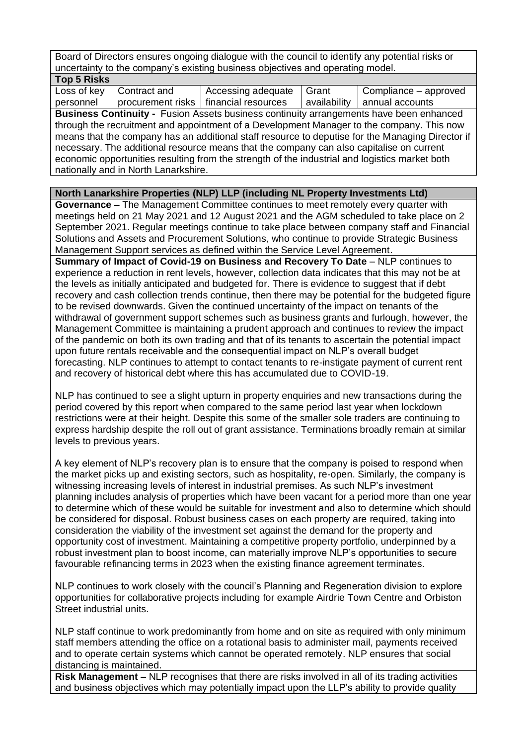Board of Directors ensures ongoing dialogue with the council to identify any potential risks or uncertainty to the company's existing business objectives and operating model.

**Top 5 Risks**

| Loss of key personnel | Contract and procurement risks | Accessing adequate financial resources | Grant availability | Compliance – approved annual accounts |
|---|---|---|---|---|

**Business Continuity -** Fusion Assets business continuity arrangements have been enhanced through the recruitment and appointment of a Development Manager to the company. This now means that the company has an additional staff resource to deputise for the Managing Director if necessary. The additional resource means that the company can also capitalise on current economic opportunities resulting from the strength of the industrial and logistics market both nationally and in North Lanarkshire.

**North Lanarkshire Properties (NLP) LLP (including NL Property Investments Ltd)**

**Governance –** The Management Committee continues to meet remotely every quarter with meetings held on 21 May 2021 and 12 August 2021 and the AGM scheduled to take place on 2 September 2021. Regular meetings continue to take place between company staff and Financial Solutions and Assets and Procurement Solutions, who continue to provide Strategic Business Management Support services as defined within the Service Level Agreement.

**Summary of Impact of Covid-19 on Business and Recovery To Date** – NLP continues to experience a reduction in rent levels, however, collection data indicates that this may not be at the levels as initially anticipated and budgeted for. There is evidence to suggest that if debt recovery and cash collection trends continue, then there may be potential for the budgeted figure to be revised downwards. Given the continued uncertainty of the impact on tenants of the withdrawal of government support schemes such as business grants and furlough, however, the Management Committee is maintaining a prudent approach and continues to review the impact of the pandemic on both its own trading and that of its tenants to ascertain the potential impact upon future rentals receivable and the consequential impact on NLP's overall budget forecasting. NLP continues to attempt to contact tenants to re-instigate payment of current rent and recovery of historical debt where this has accumulated due to COVID-19.

NLP has continued to see a slight upturn in property enquiries and new transactions during the period covered by this report when compared to the same period last year when lockdown restrictions were at their height. Despite this some of the smaller sole traders are continuing to express hardship despite the roll out of grant assistance. Terminations broadly remain at similar levels to previous years.

A key element of NLP's recovery plan is to ensure that the company is poised to respond when the market picks up and existing sectors, such as hospitality, re-open. Similarly, the company is witnessing increasing levels of interest in industrial premises. As such NLP's investment planning includes analysis of properties which have been vacant for a period more than one year to determine which of these would be suitable for investment and also to determine which should be considered for disposal. Robust business cases on each property are required, taking into consideration the viability of the investment set against the demand for the property and opportunity cost of investment. Maintaining a competitive property portfolio, underpinned by a robust investment plan to boost income, can materially improve NLP's opportunities to secure favourable refinancing terms in 2023 when the existing finance agreement terminates.

NLP continues to work closely with the council's Planning and Regeneration division to explore opportunities for collaborative projects including for example Airdrie Town Centre and Orbiston Street industrial units.

NLP staff continue to work predominantly from home and on site as required with only minimum staff members attending the office on a rotational basis to administer mail, payments received and to operate certain systems which cannot be operated remotely. NLP ensures that social distancing is maintained.

**Risk Management –** NLP recognises that there are risks involved in all of its trading activities and business objectives which may potentially impact upon the LLP's ability to provide quality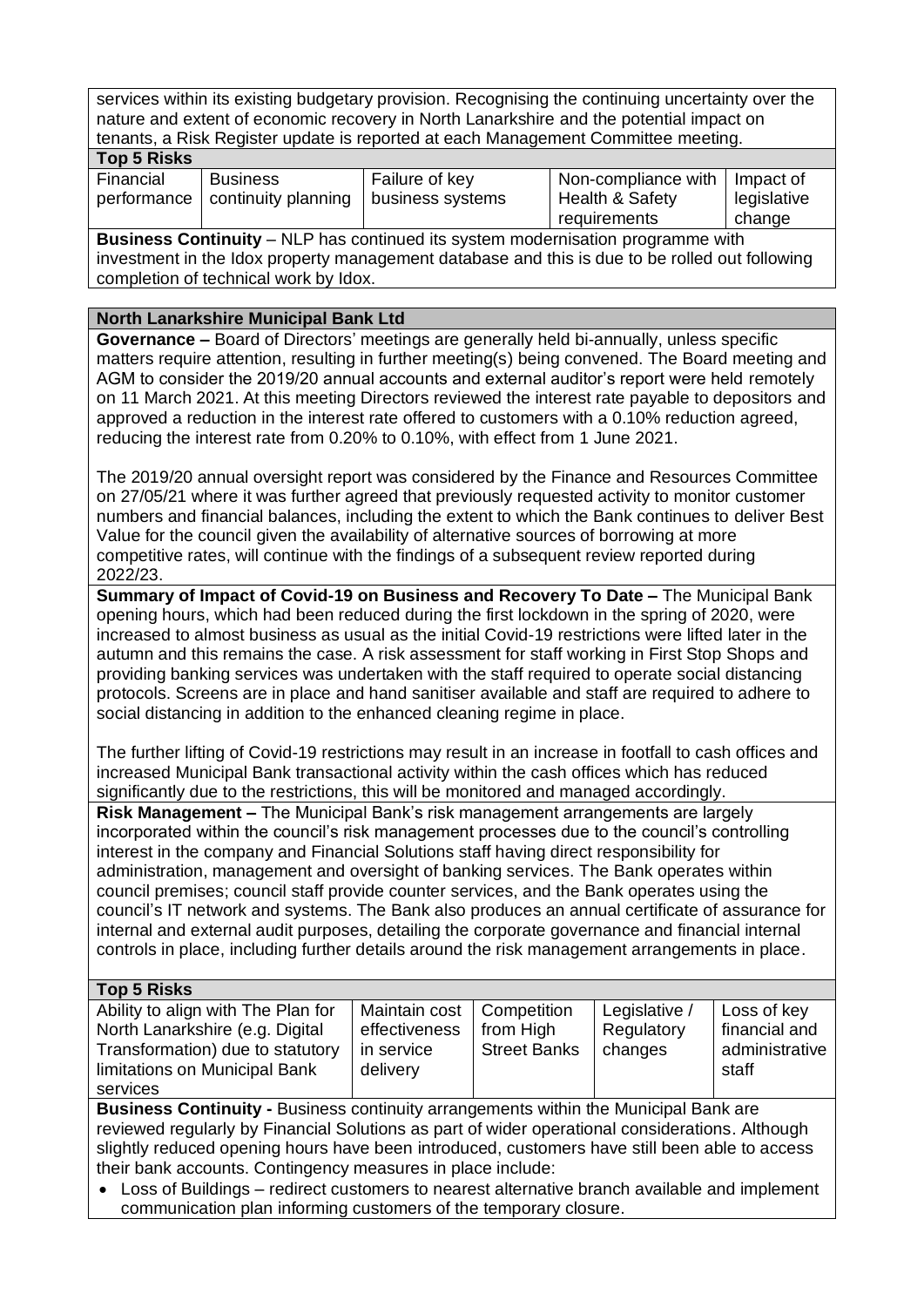services within its existing budgetary provision. Recognising the continuing uncertainty over the nature and extent of economic recovery in North Lanarkshire and the potential impact on tenants, a Risk Register update is reported at each Management Committee meeting.

**Top 5 Risks**

| Financial performance | Business continuity planning | Failure of key business systems | Non-compliance with Health & Safety requirements | Impact of legislative change |
|---|---|---|---|---|

**Business Continuity** – NLP has continued its system modernisation programme with investment in the Idox property management database and this is due to be rolled out following completion of technical work by Idox.

**North Lanarkshire Municipal Bank Ltd**

**Governance –** Board of Directors' meetings are generally held bi-annually, unless specific matters require attention, resulting in further meeting(s) being convened. The Board meeting and AGM to consider the 2019/20 annual accounts and external auditor's report were held remotely on 11 March 2021. At this meeting Directors reviewed the interest rate payable to depositors and approved a reduction in the interest rate offered to customers with a 0.10% reduction agreed, reducing the interest rate from 0.20% to 0.10%, with effect from 1 June 2021.

The 2019/20 annual oversight report was considered by the Finance and Resources Committee on 27/05/21 where it was further agreed that previously requested activity to monitor customer numbers and financial balances, including the extent to which the Bank continues to deliver Best Value for the council given the availability of alternative sources of borrowing at more competitive rates, will continue with the findings of a subsequent review reported during 2022/23.

**Summary of Impact of Covid-19 on Business and Recovery To Date –** The Municipal Bank opening hours, which had been reduced during the first lockdown in the spring of 2020, were increased to almost business as usual as the initial Covid-19 restrictions were lifted later in the autumn and this remains the case. A risk assessment for staff working in First Stop Shops and providing banking services was undertaken with the staff required to operate social distancing protocols. Screens are in place and hand sanitiser available and staff are required to adhere to social distancing in addition to the enhanced cleaning regime in place.

The further lifting of Covid-19 restrictions may result in an increase in footfall to cash offices and increased Municipal Bank transactional activity within the cash offices which has reduced significantly due to the restrictions, this will be monitored and managed accordingly.

**Risk Management –** The Municipal Bank's risk management arrangements are largely incorporated within the council's risk management processes due to the council's controlling interest in the company and Financial Solutions staff having direct responsibility for administration, management and oversight of banking services. The Bank operates within council premises; council staff provide counter services, and the Bank operates using the council's IT network and systems. The Bank also produces an annual certificate of assurance for internal and external audit purposes, detailing the corporate governance and financial internal controls in place, including further details around the risk management arrangements in place.

**Top 5 Risks**

| Ability to align with The Plan for North Lanarkshire (e.g. Digital Transformation) due to statutory limitations on Municipal Bank services | Maintain cost effectiveness in service delivery | Competition from High Street Banks | Legislative / Regulatory changes | Loss of key financial and administrative staff |
|---|---|---|---|---|

**Business Continuity -** Business continuity arrangements within the Municipal Bank are reviewed regularly by Financial Solutions as part of wider operational considerations. Although slightly reduced opening hours have been introduced, customers have still been able to access their bank accounts. Contingency measures in place include:

- Loss of Buildings – redirect customers to nearest alternative branch available and implement communication plan informing customers of the temporary closure.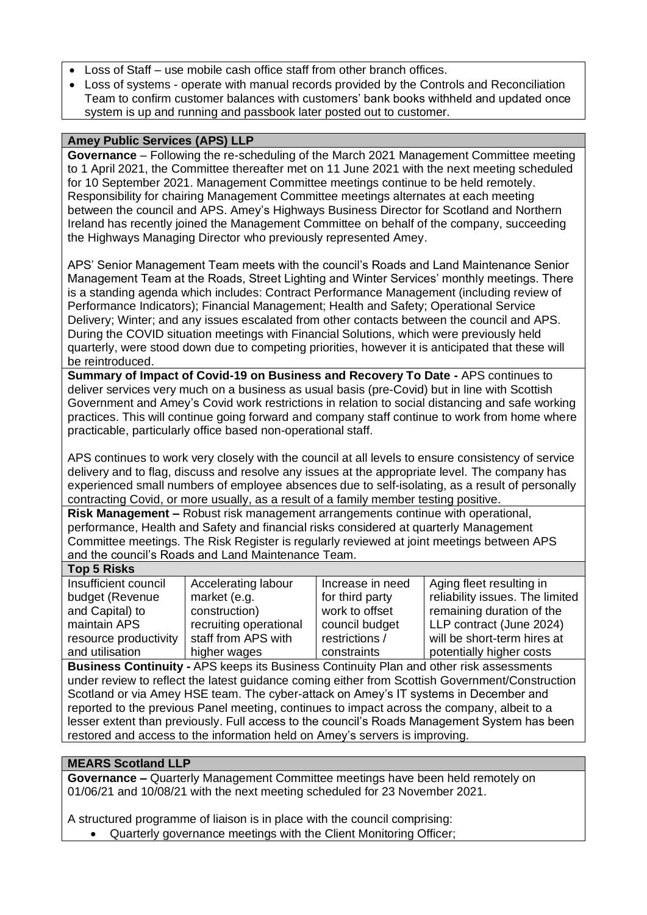- Loss of Staff – use mobile cash office staff from other branch offices.
- Loss of systems - operate with manual records provided by the Controls and Reconciliation Team to confirm customer balances with customers' bank books withheld and updated once system is up and running and passbook later posted out to customer.

## Amey Public Services (APS) LLP

**Governance** – Following the re-scheduling of the March 2021 Management Committee meeting to 1 April 2021, the Committee thereafter met on 11 June 2021 with the next meeting scheduled for 10 September 2021. Management Committee meetings continue to be held remotely. Responsibility for chairing Management Committee meetings alternates at each meeting between the council and APS. Amey's Highways Business Director for Scotland and Northern Ireland has recently joined the Management Committee on behalf of the company, succeeding the Highways Managing Director who previously represented Amey.

APS' Senior Management Team meets with the council's Roads and Land Maintenance Senior Management Team at the Roads, Street Lighting and Winter Services' monthly meetings. There is a standing agenda which includes: Contract Performance Management (including review of Performance Indicators); Financial Management; Health and Safety; Operational Service Delivery; Winter; and any issues escalated from other contacts between the council and APS. During the COVID situation meetings with Financial Solutions, which were previously held quarterly, were stood down due to competing priorities, however it is anticipated that these will be reintroduced.

**Summary of Impact of Covid-19 on Business and Recovery To Date -** APS continues to deliver services very much on a business as usual basis (pre-Covid) but in line with Scottish Government and Amey's Covid work restrictions in relation to social distancing and safe working practices. This will continue going forward and company staff continue to work from home where practicable, particularly office based non-operational staff.

APS continues to work very closely with the council at all levels to ensure consistency of service delivery and to flag, discuss and resolve any issues at the appropriate level. The company has experienced small numbers of employee absences due to self-isolating, as a result of personally contracting Covid, or more usually, as a result of a family member testing positive.

**Risk Management –** Robust risk management arrangements continue with operational, performance, Health and Safety and financial risks considered at quarterly Management Committee meetings. The Risk Register is regularly reviewed at joint meetings between APS and the council's Roads and Land Maintenance Team.

**Top 5 Risks**

| | | | |
|---|---|---|---|
| Insufficient council budget (Revenue and Capital) to maintain APS resource productivity and utilisation | Accelerating labour market (e.g. construction) recruiting operational staff from APS with higher wages | Increase in need for third party work to offset council budget restrictions / constraints | Aging fleet resulting in reliability issues. The limited remaining duration of the LLP contract (June 2024) will be short-term hires at potentially higher costs |

**Business Continuity -** APS keeps its Business Continuity Plan and other risk assessments under review to reflect the latest guidance coming either from Scottish Government/Construction Scotland or via Amey HSE team. The cyber-attack on Amey's IT systems in December and reported to the previous Panel meeting, continues to impact across the company, albeit to a lesser extent than previously. Full access to the council's Roads Management System has been restored and access to the information held on Amey's servers is improving.

## MEARS Scotland LLP

**Governance –** Quarterly Management Committee meetings have been held remotely on 01/06/21 and 10/08/21 with the next meeting scheduled for 23 November 2021.

A structured programme of liaison is in place with the council comprising:

- Quarterly governance meetings with the Client Monitoring Officer;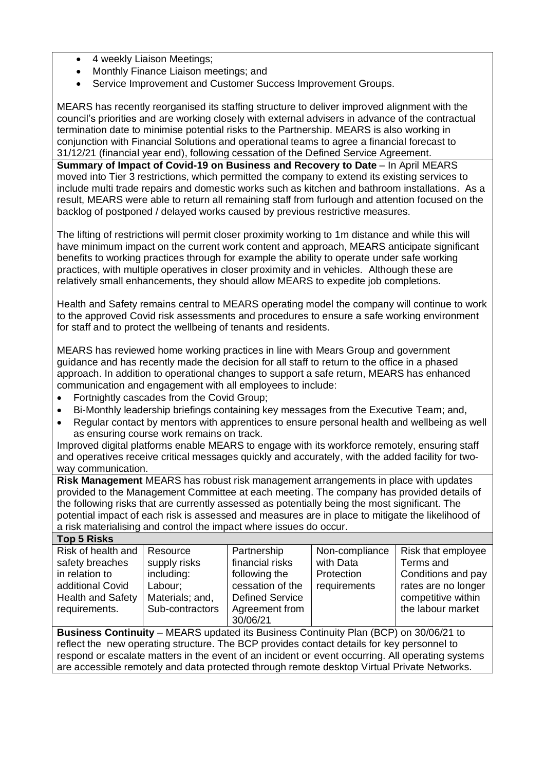- 4 weekly Liaison Meetings;
- Monthly Finance Liaison meetings; and
- Service Improvement and Customer Success Improvement Groups.

MEARS has recently reorganised its staffing structure to deliver improved alignment with the council's priorities and are working closely with external advisers in advance of the contractual termination date to minimise potential risks to the Partnership. MEARS is also working in conjunction with Financial Solutions and operational teams to agree a financial forecast to 31/12/21 (financial year end), following cessation of the Defined Service Agreement.

**Summary of Impact of Covid-19 on Business and Recovery to Date** – In April MEARS moved into Tier 3 restrictions, which permitted the company to extend its existing services to include multi trade repairs and domestic works such as kitchen and bathroom installations. As a result, MEARS were able to return all remaining staff from furlough and attention focused on the backlog of postponed / delayed works caused by previous restrictive measures.

The lifting of restrictions will permit closer proximity working to 1m distance and while this will have minimum impact on the current work content and approach, MEARS anticipate significant benefits to working practices through for example the ability to operate under safe working practices, with multiple operatives in closer proximity and in vehicles. Although these are relatively small enhancements, they should allow MEARS to expedite job completions.

Health and Safety remains central to MEARS operating model the company will continue to work to the approved Covid risk assessments and procedures to ensure a safe working environment for staff and to protect the wellbeing of tenants and residents.

MEARS has reviewed home working practices in line with Mears Group and government guidance and has recently made the decision for all staff to return to the office in a phased approach. In addition to operational changes to support a safe return, MEARS has enhanced communication and engagement with all employees to include:

- Fortnightly cascades from the Covid Group;
- Bi-Monthly leadership briefings containing key messages from the Executive Team; and,
- Regular contact by mentors with apprentices to ensure personal health and wellbeing as well as ensuring course work remains on track.

Improved digital platforms enable MEARS to engage with its workforce remotely, ensuring staff and operatives receive critical messages quickly and accurately, with the added facility for two-way communication.

**Risk Management** MEARS has robust risk management arrangements in place with updates provided to the Management Committee at each meeting. The company has provided details of the following risks that are currently assessed as potentially being the most significant. The potential impact of each risk is assessed and measures are in place to mitigate the likelihood of a risk materialising and control the impact where issues do occur.

**Top 5 Risks**

| | | | | |
|---|---|---|---|---|
| Risk of health and safety breaches in relation to additional Covid Health and Safety requirements. | Resource supply risks including: Labour; Materials; and, Sub-contractors | Partnership financial risks following the cessation of the Defined Service Agreement from 30/06/21 | Non-compliance with Data Protection requirements | Risk that employee Terms and Conditions and pay rates are no longer competitive within the labour market |

**Business Continuity** – MEARS updated its Business Continuity Plan (BCP) on 30/06/21 to reflect the new operating structure. The BCP provides contact details for key personnel to respond or escalate matters in the event of an incident or event occurring. All operating systems are accessible remotely and data protected through remote desktop Virtual Private Networks.